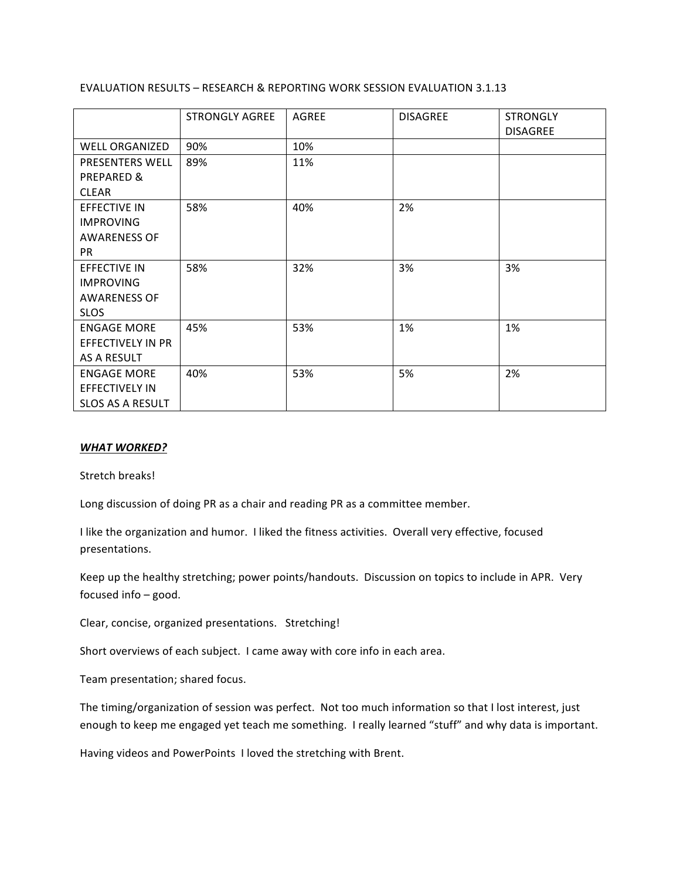EVALUATION RESULTS – RESEARCH & REPORTING WORK SESSION EVALUATION 3.1.13

| | STRONGLY AGREE | AGREE | DISAGREE | STRONGLY DISAGREE |
|---|---|---|---|---|
| WELL ORGANIZED | 90% | 10% | | |
| PRESENTERS WELL PREPARED & CLEAR | 89% | 11% | | |
| EFFECTIVE IN IMPROVING AWARENESS OF PR | 58% | 40% | 2% | |
| EFFECTIVE IN IMPROVING AWARENESS OF SLOS | 58% | 32% | 3% | 3% |
| ENGAGE MORE EFFECTIVELY IN PR AS A RESULT | 45% | 53% | 1% | 1% |
| ENGAGE MORE EFFECTIVELY IN SLOS AS A RESULT | 40% | 53% | 5% | 2% |

***<u>WHAT WORKED?</u>***

Stretch breaks!

Long discussion of doing PR as a chair and reading PR as a committee member.

I like the organization and humor. I liked the fitness activities. Overall very effective, focused presentations.

Keep up the healthy stretching; power points/handouts. Discussion on topics to include in APR. Very focused info – good.

Clear, concise, organized presentations. Stretching!

Short overviews of each subject. I came away with core info in each area.

Team presentation; shared focus.

The timing/organization of session was perfect. Not too much information so that I lost interest, just enough to keep me engaged yet teach me something. I really learned "stuff" and why data is important.

Having videos and PowerPoints I loved the stretching with Brent.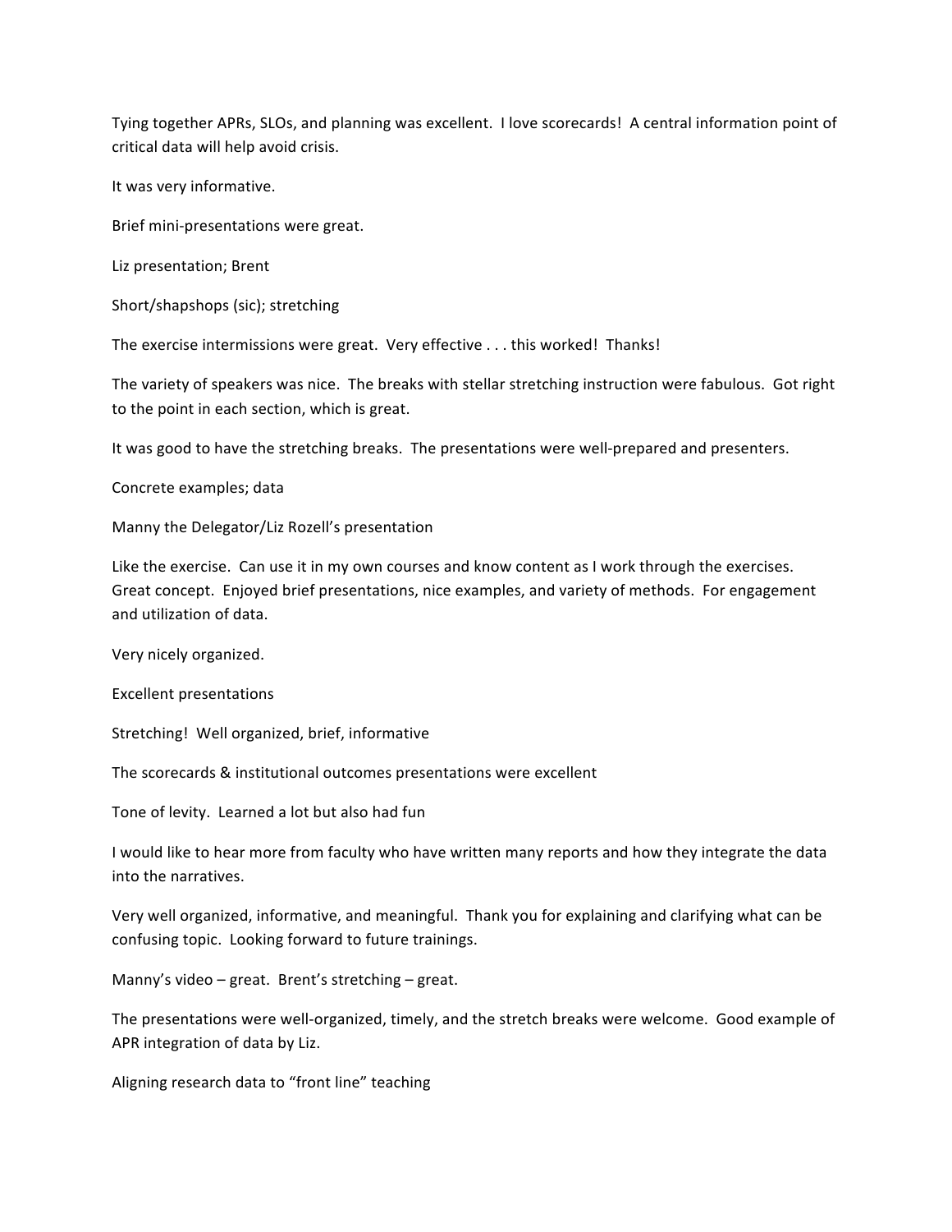Tying together APRs, SLOs, and planning was excellent. I love scorecards! A central information point of critical data will help avoid crisis.

It was very informative.

Brief mini-presentations were great.

Liz presentation; Brent

Short/shapshops (sic); stretching

The exercise intermissions were great. Very effective . . . this worked! Thanks!

The variety of speakers was nice. The breaks with stellar stretching instruction were fabulous. Got right to the point in each section, which is great.

It was good to have the stretching breaks. The presentations were well-prepared and presenters.

Concrete examples; data

Manny the Delegator/Liz Rozell's presentation

Like the exercise. Can use it in my own courses and know content as I work through the exercises. Great concept. Enjoyed brief presentations, nice examples, and variety of methods. For engagement and utilization of data.

Very nicely organized.

Excellent presentations

Stretching! Well organized, brief, informative

The scorecards & institutional outcomes presentations were excellent

Tone of levity. Learned a lot but also had fun

I would like to hear more from faculty who have written many reports and how they integrate the data into the narratives.

Very well organized, informative, and meaningful. Thank you for explaining and clarifying what can be confusing topic. Looking forward to future trainings.

Manny's video – great. Brent's stretching – great.

The presentations were well-organized, timely, and the stretch breaks were welcome. Good example of APR integration of data by Liz.

Aligning research data to "front line" teaching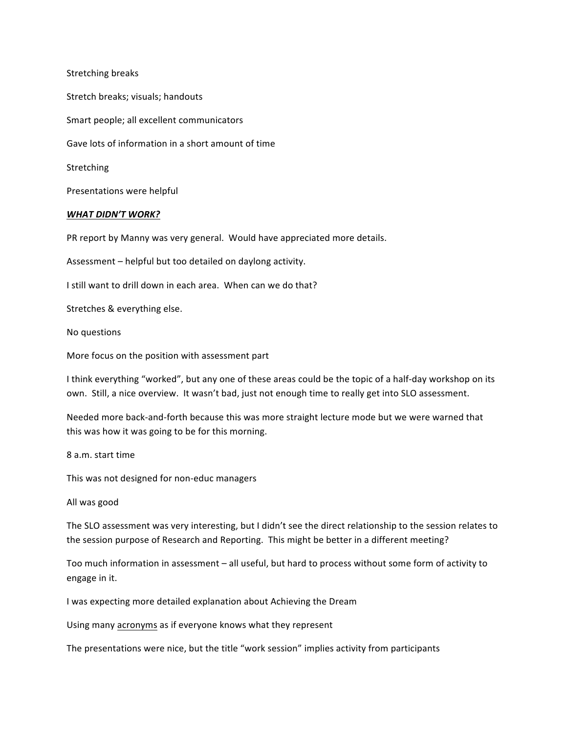Stretching breaks

Stretch breaks; visuals; handouts

Smart people; all excellent communicators

Gave lots of information in a short amount of time

Stretching

Presentations were helpful

***<u>WHAT DIDN'T WORK?</u>***

PR report by Manny was very general. Would have appreciated more details.

Assessment – helpful but too detailed on daylong activity.

I still want to drill down in each area. When can we do that?

Stretches & everything else.

No questions

More focus on the position with assessment part

I think everything "worked", but any one of these areas could be the topic of a half-day workshop on its own. Still, a nice overview. It wasn't bad, just not enough time to really get into SLO assessment.

Needed more back-and-forth because this was more straight lecture mode but we were warned that this was how it was going to be for this morning.

8 a.m. start time

This was not designed for non-educ managers

All was good

The SLO assessment was very interesting, but I didn't see the direct relationship to the session relates to the session purpose of Research and Reporting. This might be better in a different meeting?

Too much information in assessment – all useful, but hard to process without some form of activity to engage in it.

I was expecting more detailed explanation about Achieving the Dream

Using many <u>acronyms</u> as if everyone knows what they represent

The presentations were nice, but the title "work session" implies activity from participants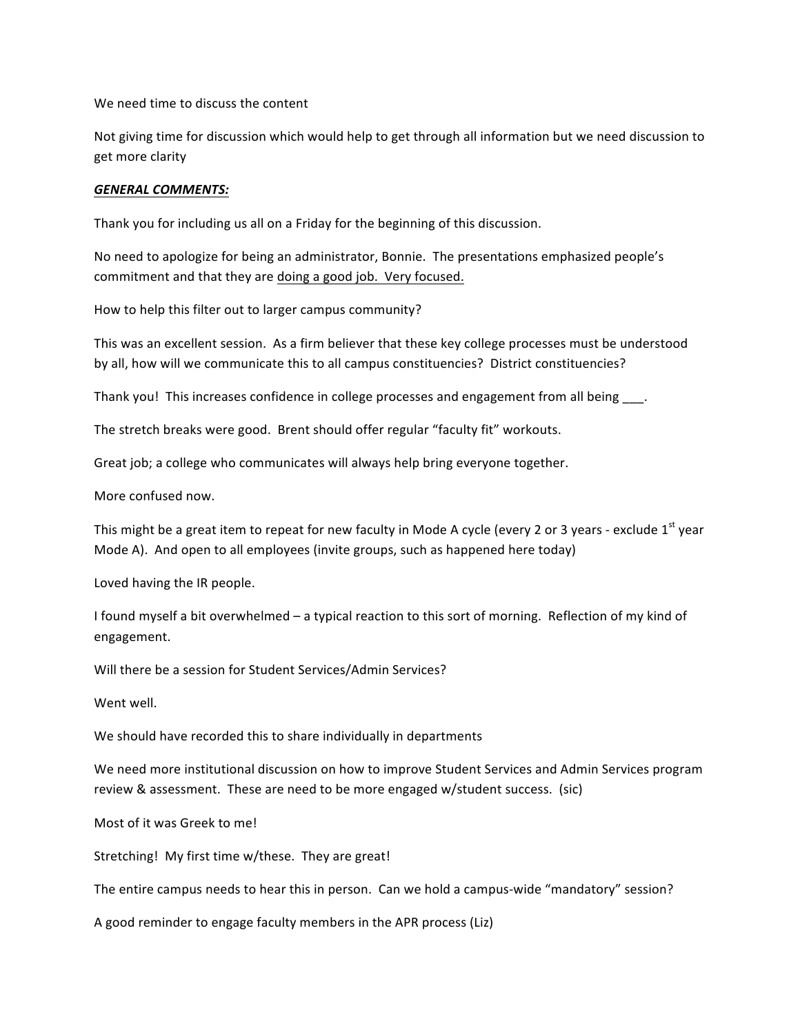We need time to discuss the content

Not giving time for discussion which would help to get through all information but we need discussion to get more clarity

***GENERAL COMMENTS:***

Thank you for including us all on a Friday for the beginning of this discussion.

No need to apologize for being an administrator, Bonnie. The presentations emphasized people's commitment and that they are doing a good job. Very focused.

How to help this filter out to larger campus community?

This was an excellent session. As a firm believer that these key college processes must be understood by all, how will we communicate this to all campus constituencies? District constituencies?

Thank you! This increases confidence in college processes and engagement from all being ___.

The stretch breaks were good. Brent should offer regular "faculty fit" workouts.

Great job; a college who communicates will always help bring everyone together.

More confused now.

This might be a great item to repeat for new faculty in Mode A cycle (every 2 or 3 years - exclude 1st year Mode A). And open to all employees (invite groups, such as happened here today)

Loved having the IR people.

I found myself a bit overwhelmed – a typical reaction to this sort of morning. Reflection of my kind of engagement.

Will there be a session for Student Services/Admin Services?

Went well.

We should have recorded this to share individually in departments

We need more institutional discussion on how to improve Student Services and Admin Services program review & assessment. These are need to be more engaged w/student success. (sic)

Most of it was Greek to me!

Stretching! My first time w/these. They are great!

The entire campus needs to hear this in person. Can we hold a campus-wide "mandatory" session?

A good reminder to engage faculty members in the APR process (Liz)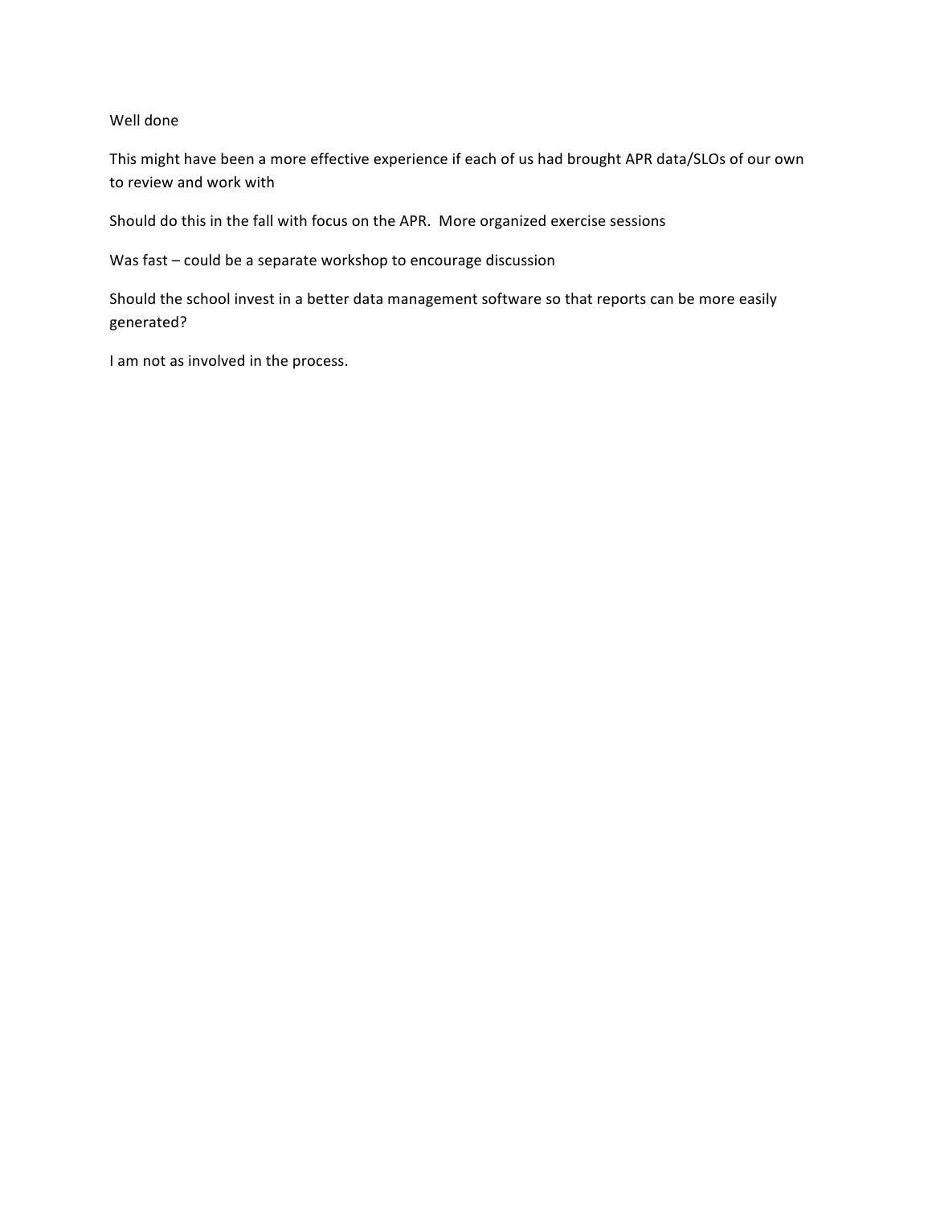Well done

This might have been a more effective experience if each of us had brought APR data/SLOs of our own to review and work with

Should do this in the fall with focus on the APR.  More organized exercise sessions

Was fast – could be a separate workshop to encourage discussion

Should the school invest in a better data management software so that reports can be more easily generated?

I am not as involved in the process.